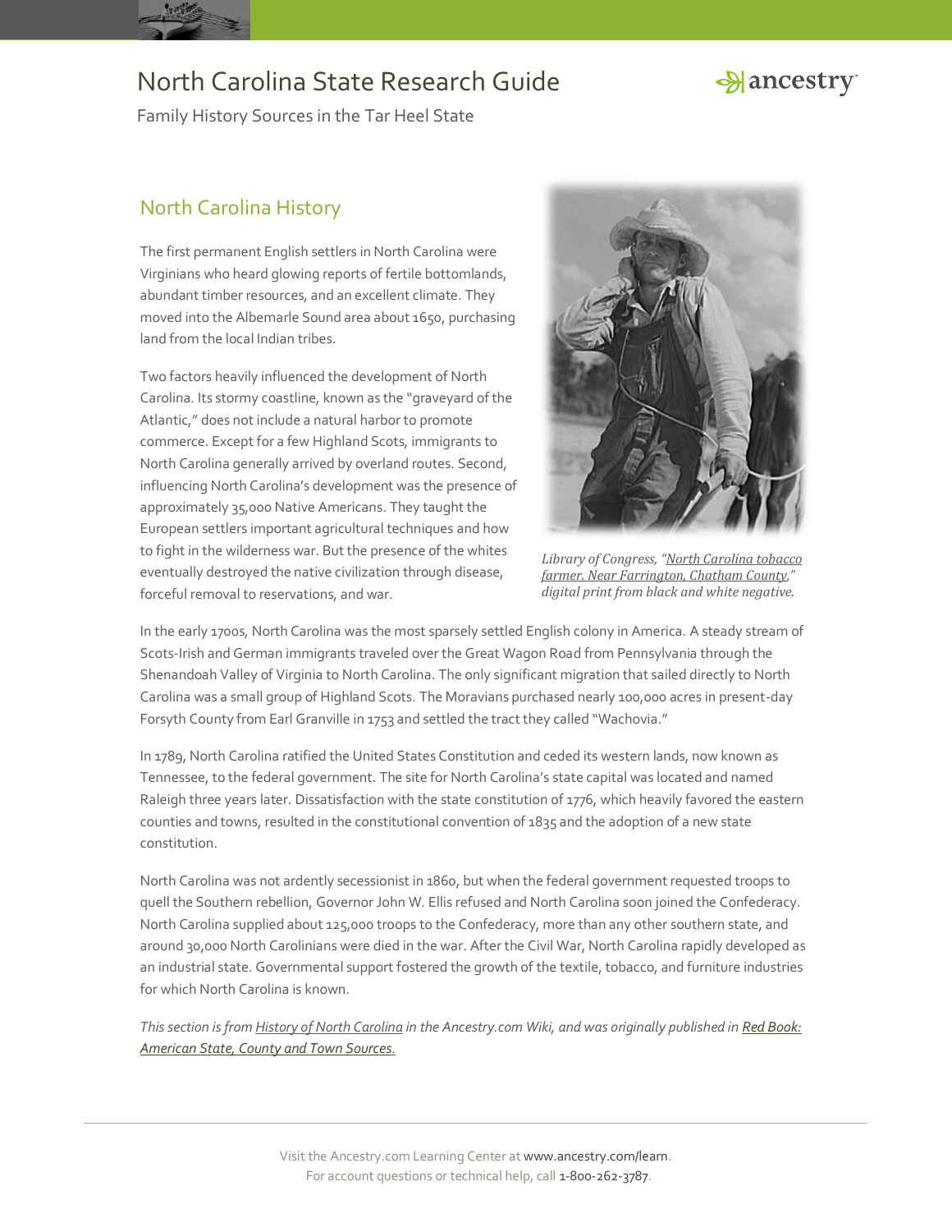# North Carolina State Research Guide

Family History Sources in the Tar Heel State

## North Carolina History

The first permanent English settlers in North Carolina were Virginians who heard glowing reports of fertile bottomlands, abundant timber resources, and an excellent climate. They moved into the Albemarle Sound area about 1650, purchasing land from the local Indian tribes.

Two factors heavily influenced the development of North Carolina. Its stormy coastline, known as the "graveyard of the Atlantic," does not include a natural harbor to promote commerce. Except for a few Highland Scots, immigrants to North Carolina generally arrived by overland routes. Second, influencing North Carolina's development was the presence of approximately 35,000 Native Americans. They taught the European settlers important agricultural techniques and how to fight in the wilderness war. But the presence of the whites eventually destroyed the native civilization through disease, forceful removal to reservations, and war.

*Library of Congress, "North Carolina tobacco farmer. Near Farrington, Chatham County," digital print from black and white negative.*

In the early 1700s, North Carolina was the most sparsely settled English colony in America. A steady stream of Scots-Irish and German immigrants traveled over the Great Wagon Road from Pennsylvania through the Shenandoah Valley of Virginia to North Carolina. The only significant migration that sailed directly to North Carolina was a small group of Highland Scots. The Moravians purchased nearly 100,000 acres in present-day Forsyth County from Earl Granville in 1753 and settled the tract they called "Wachovia."

In 1789, North Carolina ratified the United States Constitution and ceded its western lands, now known as Tennessee, to the federal government. The site for North Carolina's state capital was located and named Raleigh three years later. Dissatisfaction with the state constitution of 1776, which heavily favored the eastern counties and towns, resulted in the constitutional convention of 1835 and the adoption of a new state constitution.

North Carolina was not ardently secessionist in 1860, but when the federal government requested troops to quell the Southern rebellion, Governor John W. Ellis refused and North Carolina soon joined the Confederacy. North Carolina supplied about 125,000 troops to the Confederacy, more than any other southern state, and around 30,000 North Carolinians were died in the war. After the Civil War, North Carolina rapidly developed as an industrial state. Governmental support fostered the growth of the textile, tobacco, and furniture industries for which North Carolina is known.

*This section is from History of North Carolina in the Ancestry.com Wiki, and was originally published in Red Book: American State, County and Town Sources.*

Visit the Ancestry.com Learning Center at www.ancestry.com/learn.
For account questions or technical help, call 1-800-262-3787.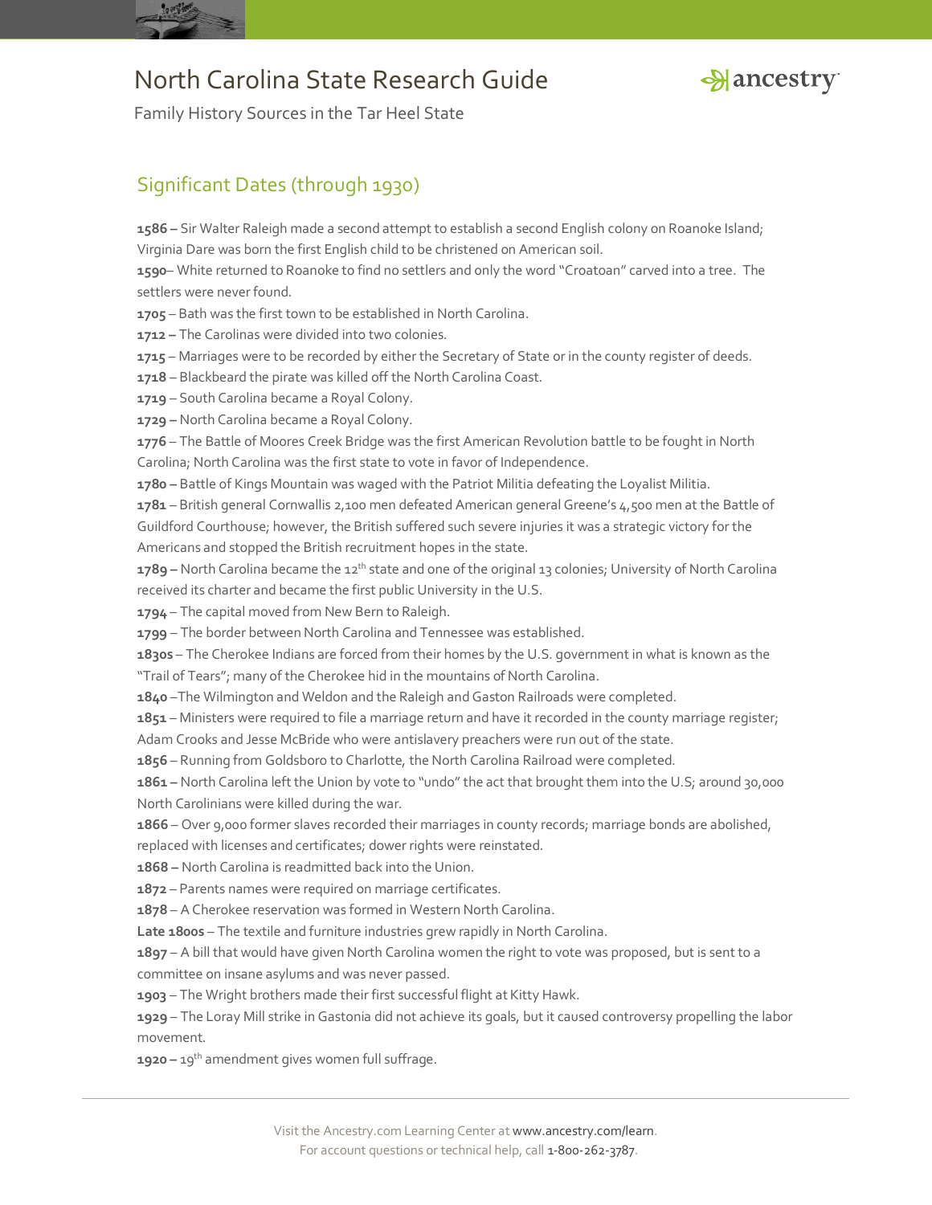# North Carolina State Research Guide

Family History Sources in the Tar Heel State

## Significant Dates (through 1930)

**1586 –** Sir Walter Raleigh made a second attempt to establish a second English colony on Roanoke Island; Virginia Dare was born the first English child to be christened on American soil.

**1590**– White returned to Roanoke to find no settlers and only the word "Croatoan" carved into a tree. The settlers were never found.

**1705** – Bath was the first town to be established in North Carolina.

**1712 –** The Carolinas were divided into two colonies.

**1715** – Marriages were to be recorded by either the Secretary of State or in the county register of deeds.

**1718** – Blackbeard the pirate was killed off the North Carolina Coast.

**1719** – South Carolina became a Royal Colony.

**1729 –** North Carolina became a Royal Colony.

**1776** – The Battle of Moores Creek Bridge was the first American Revolution battle to be fought in North Carolina; North Carolina was the first state to vote in favor of Independence.

**1780 –** Battle of Kings Mountain was waged with the Patriot Militia defeating the Loyalist Militia.

**1781** – British general Cornwallis 2,100 men defeated American general Greene's 4,500 men at the Battle of Guildford Courthouse; however, the British suffered such severe injuries it was a strategic victory for the Americans and stopped the British recruitment hopes in the state.

**1789 –** North Carolina became the 12th state and one of the original 13 colonies; University of North Carolina received its charter and became the first public University in the U.S.

**1794** – The capital moved from New Bern to Raleigh.

**1799** – The border between North Carolina and Tennessee was established.

**1830s** – The Cherokee Indians are forced from their homes by the U.S. government in what is known as the "Trail of Tears"; many of the Cherokee hid in the mountains of North Carolina.

**1840** –The Wilmington and Weldon and the Raleigh and Gaston Railroads were completed.

**1851** – Ministers were required to file a marriage return and have it recorded in the county marriage register; Adam Crooks and Jesse McBride who were antislavery preachers were run out of the state.

**1856** – Running from Goldsboro to Charlotte, the North Carolina Railroad were completed.

**1861 –** North Carolina left the Union by vote to "undo" the act that brought them into the U.S; around 30,000 North Carolinians were killed during the war.

**1866** – Over 9,000 former slaves recorded their marriages in county records; marriage bonds are abolished, replaced with licenses and certificates; dower rights were reinstated.

**1868 –** North Carolina is readmitted back into the Union.

**1872** – Parents names were required on marriage certificates.

**1878** – A Cherokee reservation was formed in Western North Carolina.

**Late 1800s** – The textile and furniture industries grew rapidly in North Carolina.

**1897** – A bill that would have given North Carolina women the right to vote was proposed, but is sent to a committee on insane asylums and was never passed.

**1903** – The Wright brothers made their first successful flight at Kitty Hawk.

**1929** – The Loray Mill strike in Gastonia did not achieve its goals, but it caused controversy propelling the labor movement.

**1920 –** 19th amendment gives women full suffrage.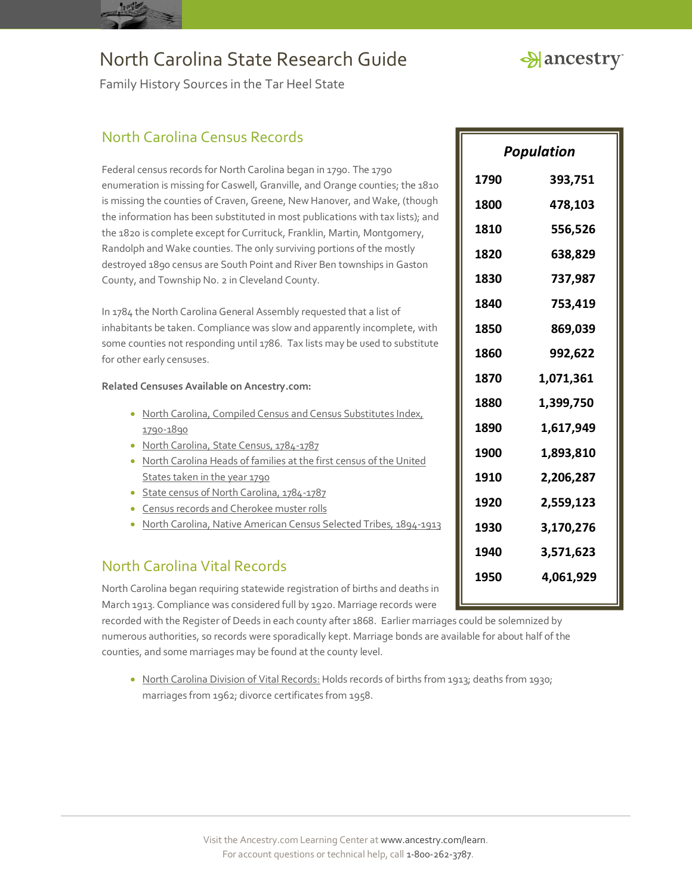# North Carolina State Research Guide

Family History Sources in the Tar Heel State

## North Carolina Census Records

Federal census records for North Carolina began in 1790. The 1790 enumeration is missing for Caswell, Granville, and Orange counties; the 1810 is missing the counties of Craven, Greene, New Hanover, and Wake, (though the information has been substituted in most publications with tax lists); and the 1820 is complete except for Currituck, Franklin, Martin, Montgomery, Randolph and Wake counties. The only surviving portions of the mostly destroyed 1890 census are South Point and River Ben townships in Gaston County, and Township No. 2 in Cleveland County.

In 1784 the North Carolina General Assembly requested that a list of inhabitants be taken. Compliance was slow and apparently incomplete, with some counties not responding until 1786. Tax lists may be used to substitute for other early censuses.

**Related Censuses Available on Ancestry.com:**

- North Carolina, Compiled Census and Census Substitutes Index, 1790-1890
- North Carolina, State Census, 1784-1787
- North Carolina Heads of families at the first census of the United States taken in the year 1790
- State census of North Carolina, 1784-1787
- Census records and Cherokee muster rolls
- North Carolina, Native American Census Selected Tribes, 1894-1913

| *Population* | |
|---|---|
| 1790 | 393,751 |
| 1800 | 478,103 |
| 1810 | 556,526 |
| 1820 | 638,829 |
| 1830 | 737,987 |
| 1840 | 753,419 |
| 1850 | 869,039 |
| 1860 | 992,622 |
| 1870 | 1,071,361 |
| 1880 | 1,399,750 |
| 1890 | 1,617,949 |
| 1900 | 1,893,810 |
| 1910 | 2,206,287 |
| 1920 | 2,559,123 |
| 1930 | 3,170,276 |
| 1940 | 3,571,623 |
| 1950 | 4,061,929 |

## North Carolina Vital Records

North Carolina began requiring statewide registration of births and deaths in March 1913. Compliance was considered full by 1920. Marriage records were recorded with the Register of Deeds in each county after 1868. Earlier marriages could be solemnized by numerous authorities, so records were sporadically kept. Marriage bonds are available for about half of the counties, and some marriages may be found at the county level.

- North Carolina Division of Vital Records: Holds records of births from 1913; deaths from 1930; marriages from 1962; divorce certificates from 1958.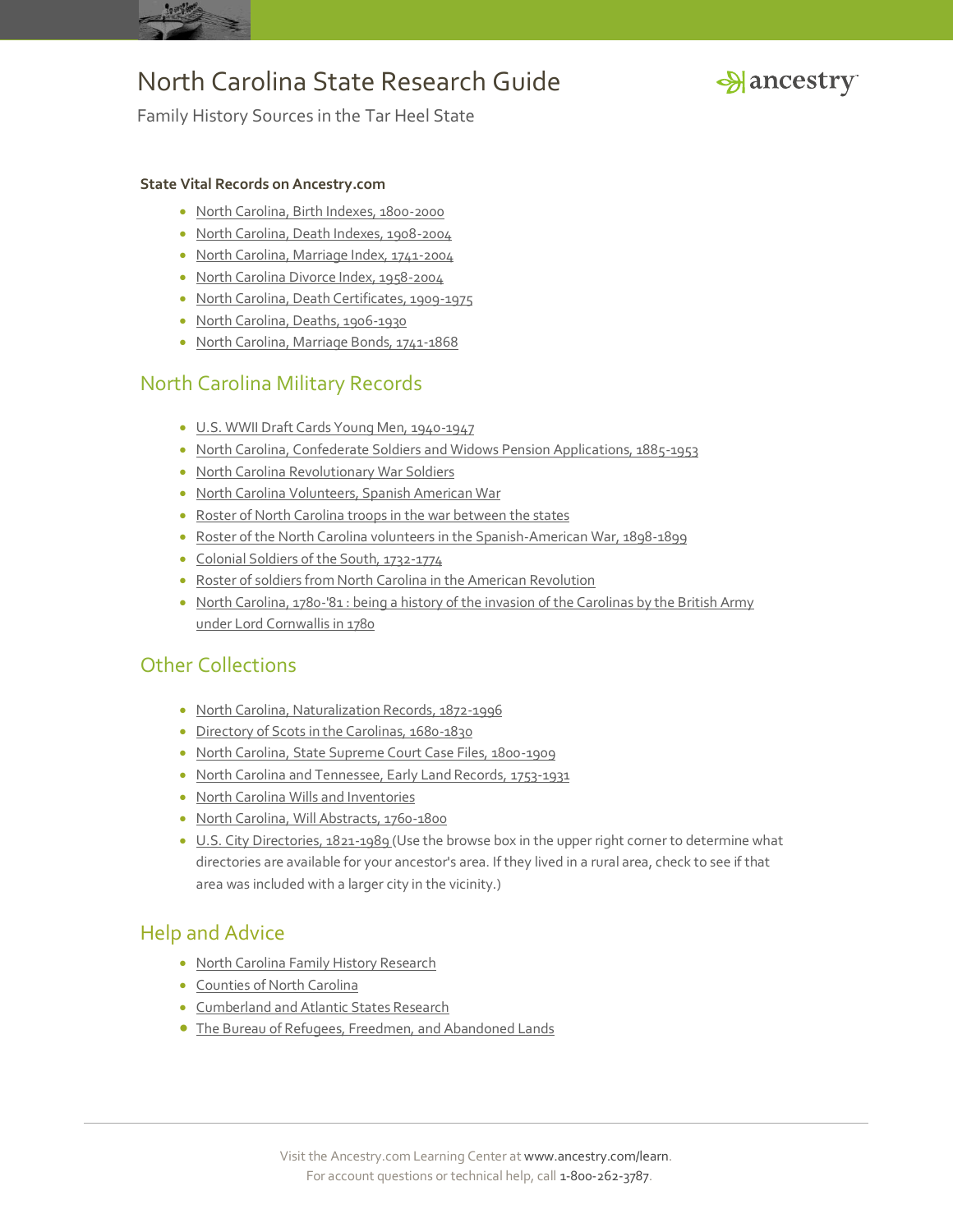# North Carolina State Research Guide

Family History Sources in the Tar Heel State

**State Vital Records on Ancestry.com**

- North Carolina, Birth Indexes, 1800-2000
- North Carolina, Death Indexes, 1908-2004
- North Carolina, Marriage Index, 1741-2004
- North Carolina Divorce Index, 1958-2004
- North Carolina, Death Certificates, 1909-1975
- North Carolina, Deaths, 1906-1930
- North Carolina, Marriage Bonds, 1741-1868

## North Carolina Military Records

- U.S. WWII Draft Cards Young Men, 1940-1947
- North Carolina, Confederate Soldiers and Widows Pension Applications, 1885-1953
- North Carolina Revolutionary War Soldiers
- North Carolina Volunteers, Spanish American War
- Roster of North Carolina troops in the war between the states
- Roster of the North Carolina volunteers in the Spanish-American War, 1898-1899
- Colonial Soldiers of the South, 1732-1774
- Roster of soldiers from North Carolina in the American Revolution
- North Carolina, 1780-'81 : being a history of the invasion of the Carolinas by the British Army under Lord Cornwallis in 1780

## Other Collections

- North Carolina, Naturalization Records, 1872-1996
- Directory of Scots in the Carolinas, 1680-1830
- North Carolina, State Supreme Court Case Files, 1800-1909
- North Carolina and Tennessee, Early Land Records, 1753-1931
- North Carolina Wills and Inventories
- North Carolina, Will Abstracts, 1760-1800
- U.S. City Directories, 1821-1989 (Use the browse box in the upper right corner to determine what directories are available for your ancestor's area. If they lived in a rural area, check to see if that area was included with a larger city in the vicinity.)

## Help and Advice

- North Carolina Family History Research
- Counties of North Carolina
- Cumberland and Atlantic States Research
- The Bureau of Refugees, Freedmen, and Abandoned Lands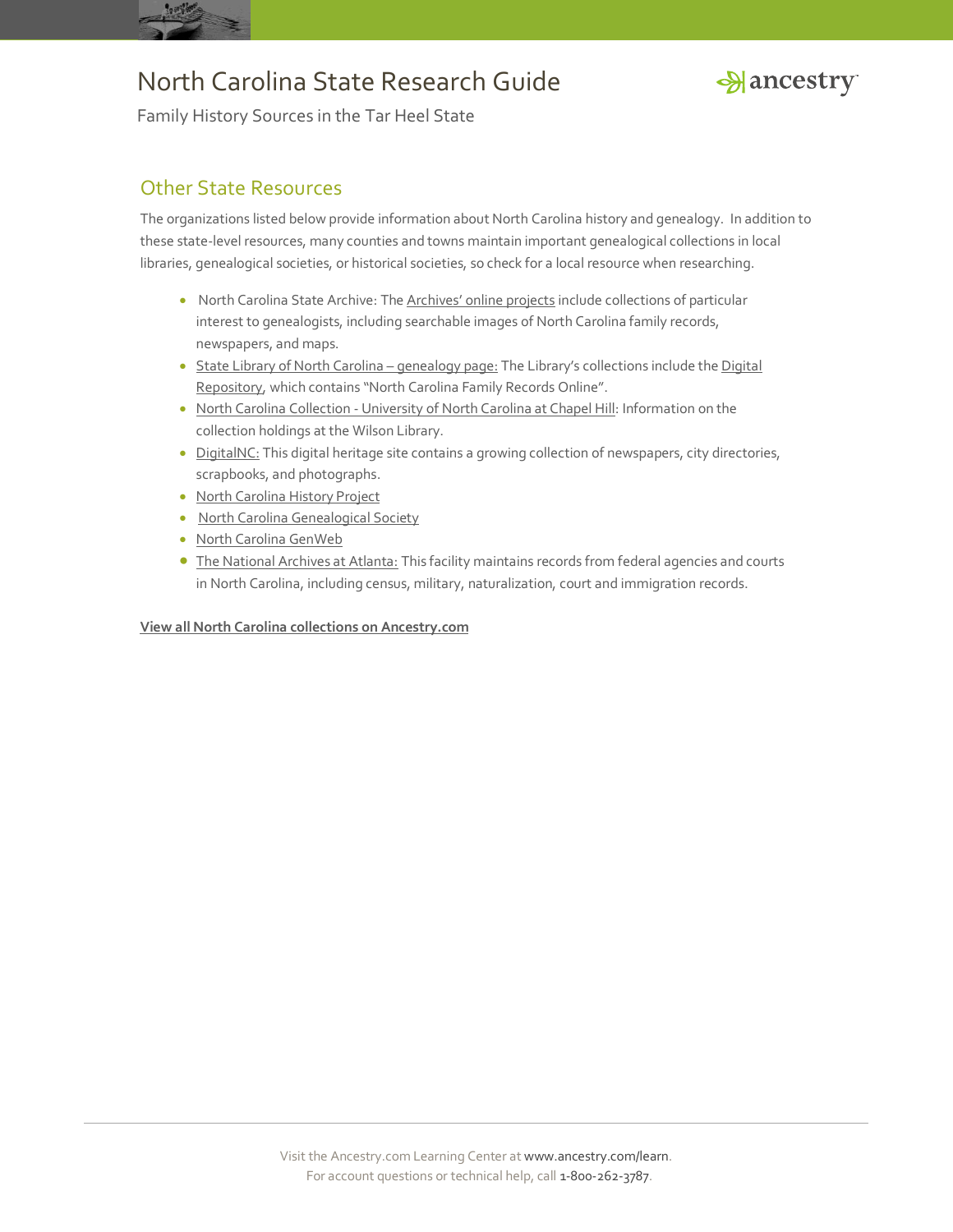## Other State Resources

The organizations listed below provide information about North Carolina history and genealogy. In addition to these state-level resources, many counties and towns maintain important genealogical collections in local libraries, genealogical societies, or historical societies, so check for a local resource when researching.

- North Carolina State Archive: The Archives' online projects include collections of particular interest to genealogists, including searchable images of North Carolina family records, newspapers, and maps.
- State Library of North Carolina – genealogy page: The Library's collections include the Digital Repository, which contains "North Carolina Family Records Online".
- North Carolina Collection - University of North Carolina at Chapel Hill: Information on the collection holdings at the Wilson Library.
- DigitalNC: This digital heritage site contains a growing collection of newspapers, city directories, scrapbooks, and photographs.
- North Carolina History Project
- North Carolina Genealogical Society
- North Carolina GenWeb
- The National Archives at Atlanta: This facility maintains records from federal agencies and courts in North Carolina, including census, military, naturalization, court and immigration records.

**View all North Carolina collections on Ancestry.com**